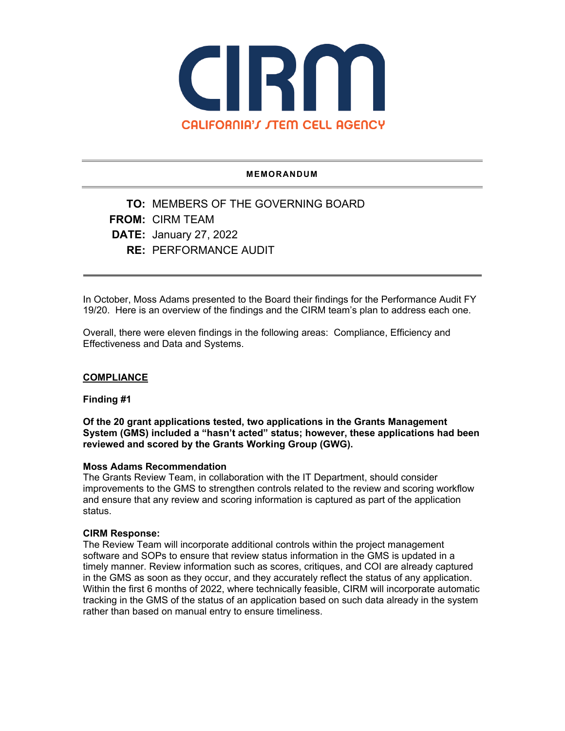# CIRM

CALIFORNIA'S STEM CELL AGENCY

---

**MEMORANDUM**

---

**TO:** MEMBERS OF THE GOVERNING BOARD
**FROM:** CIRM TEAM
**DATE:** January 27, 2022
**RE:** PERFORMANCE AUDIT

---

In October, Moss Adams presented to the Board their findings for the Performance Audit FY 19/20. Here is an overview of the findings and the CIRM team's plan to address each one.

Overall, there were eleven findings in the following areas: Compliance, Efficiency and Effectiveness and Data and Systems.

## COMPLIANCE

### Finding #1

**Of the 20 grant applications tested, two applications in the Grants Management System (GMS) included a "hasn't acted" status; however, these applications had been reviewed and scored by the Grants Working Group (GWG).**

**Moss Adams Recommendation**

The Grants Review Team, in collaboration with the IT Department, should consider improvements to the GMS to strengthen controls related to the review and scoring workflow and ensure that any review and scoring information is captured as part of the application status.

**CIRM Response:**

The Review Team will incorporate additional controls within the project management software and SOPs to ensure that review status information in the GMS is updated in a timely manner. Review information such as scores, critiques, and COI are already captured in the GMS as soon as they occur, and they accurately reflect the status of any application. Within the first 6 months of 2022, where technically feasible, CIRM will incorporate automatic tracking in the GMS of the status of an application based on such data already in the system rather than based on manual entry to ensure timeliness.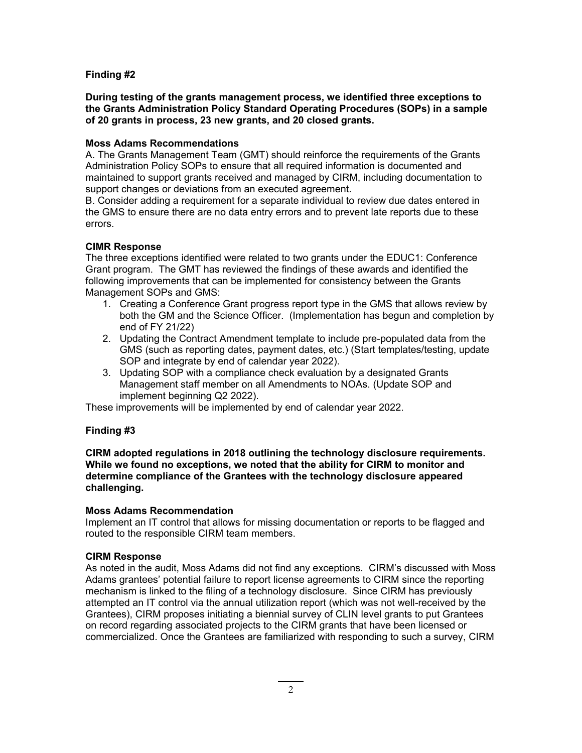**Finding #2**

**During testing of the grants management process, we identified three exceptions to the Grants Administration Policy Standard Operating Procedures (SOPs) in a sample of 20 grants in process, 23 new grants, and 20 closed grants.**

**Moss Adams Recommendations**

A. The Grants Management Team (GMT) should reinforce the requirements of the Grants Administration Policy SOPs to ensure that all required information is documented and maintained to support grants received and managed by CIRM, including documentation to support changes or deviations from an executed agreement.

B. Consider adding a requirement for a separate individual to review due dates entered in the GMS to ensure there are no data entry errors and to prevent late reports due to these errors.

**CIMR Response**

The three exceptions identified were related to two grants under the EDUC1: Conference Grant program. The GMT has reviewed the findings of these awards and identified the following improvements that can be implemented for consistency between the Grants Management SOPs and GMS:

1. Creating a Conference Grant progress report type in the GMS that allows review by both the GM and the Science Officer. (Implementation has begun and completion by end of FY 21/22)
2. Updating the Contract Amendment template to include pre-populated data from the GMS (such as reporting dates, payment dates, etc.) (Start templates/testing, update SOP and integrate by end of calendar year 2022).
3. Updating SOP with a compliance check evaluation by a designated Grants Management staff member on all Amendments to NOAs. (Update SOP and implement beginning Q2 2022).

These improvements will be implemented by end of calendar year 2022.

**Finding #3**

**CIRM adopted regulations in 2018 outlining the technology disclosure requirements. While we found no exceptions, we noted that the ability for CIRM to monitor and determine compliance of the Grantees with the technology disclosure appeared challenging.**

**Moss Adams Recommendation**

Implement an IT control that allows for missing documentation or reports to be flagged and routed to the responsible CIRM team members.

**CIRM Response**

As noted in the audit, Moss Adams did not find any exceptions. CIRM's discussed with Moss Adams grantees' potential failure to report license agreements to CIRM since the reporting mechanism is linked to the filing of a technology disclosure. Since CIRM has previously attempted an IT control via the annual utilization report (which was not well-received by the Grantees), CIRM proposes initiating a biennial survey of CLIN level grants to put Grantees on record regarding associated projects to the CIRM grants that have been licensed or commercialized. Once the Grantees are familiarized with responding to such a survey, CIRM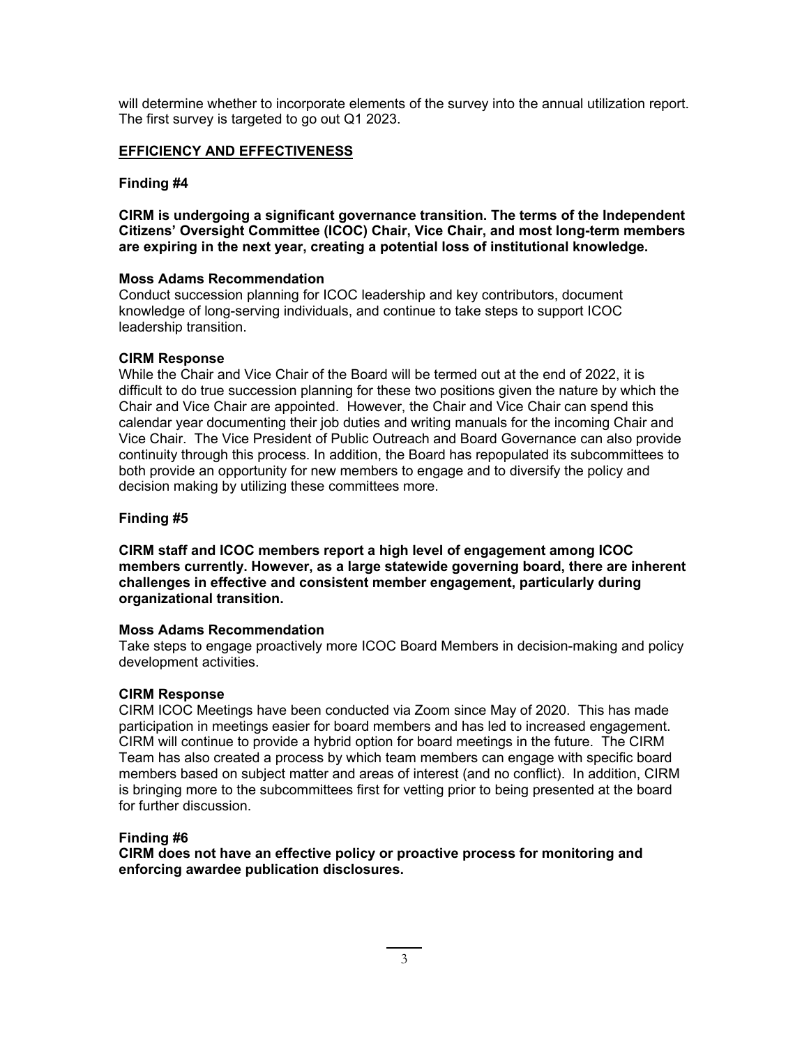will determine whether to incorporate elements of the survey into the annual utilization report. The first survey is targeted to go out Q1 2023.

## EFFICIENCY AND EFFECTIVENESS

### Finding #4

**CIRM is undergoing a significant governance transition. The terms of the Independent Citizens' Oversight Committee (ICOC) Chair, Vice Chair, and most long-term members are expiring in the next year, creating a potential loss of institutional knowledge.**

**Moss Adams Recommendation**
Conduct succession planning for ICOC leadership and key contributors, document knowledge of long-serving individuals, and continue to take steps to support ICOC leadership transition.

**CIRM Response**
While the Chair and Vice Chair of the Board will be termed out at the end of 2022, it is difficult to do true succession planning for these two positions given the nature by which the Chair and Vice Chair are appointed. However, the Chair and Vice Chair can spend this calendar year documenting their job duties and writing manuals for the incoming Chair and Vice Chair. The Vice President of Public Outreach and Board Governance can also provide continuity through this process. In addition, the Board has repopulated its subcommittees to both provide an opportunity for new members to engage and to diversify the policy and decision making by utilizing these committees more.

### Finding #5

**CIRM staff and ICOC members report a high level of engagement among ICOC members currently. However, as a large statewide governing board, there are inherent challenges in effective and consistent member engagement, particularly during organizational transition.**

**Moss Adams Recommendation**
Take steps to engage proactively more ICOC Board Members in decision-making and policy development activities.

**CIRM Response**
CIRM ICOC Meetings have been conducted via Zoom since May of 2020. This has made participation in meetings easier for board members and has led to increased engagement. CIRM will continue to provide a hybrid option for board meetings in the future. The CIRM Team has also created a process by which team members can engage with specific board members based on subject matter and areas of interest (and no conflict). In addition, CIRM is bringing more to the subcommittees first for vetting prior to being presented at the board for further discussion.

### Finding #6

**CIRM does not have an effective policy or proactive process for monitoring and enforcing awardee publication disclosures.**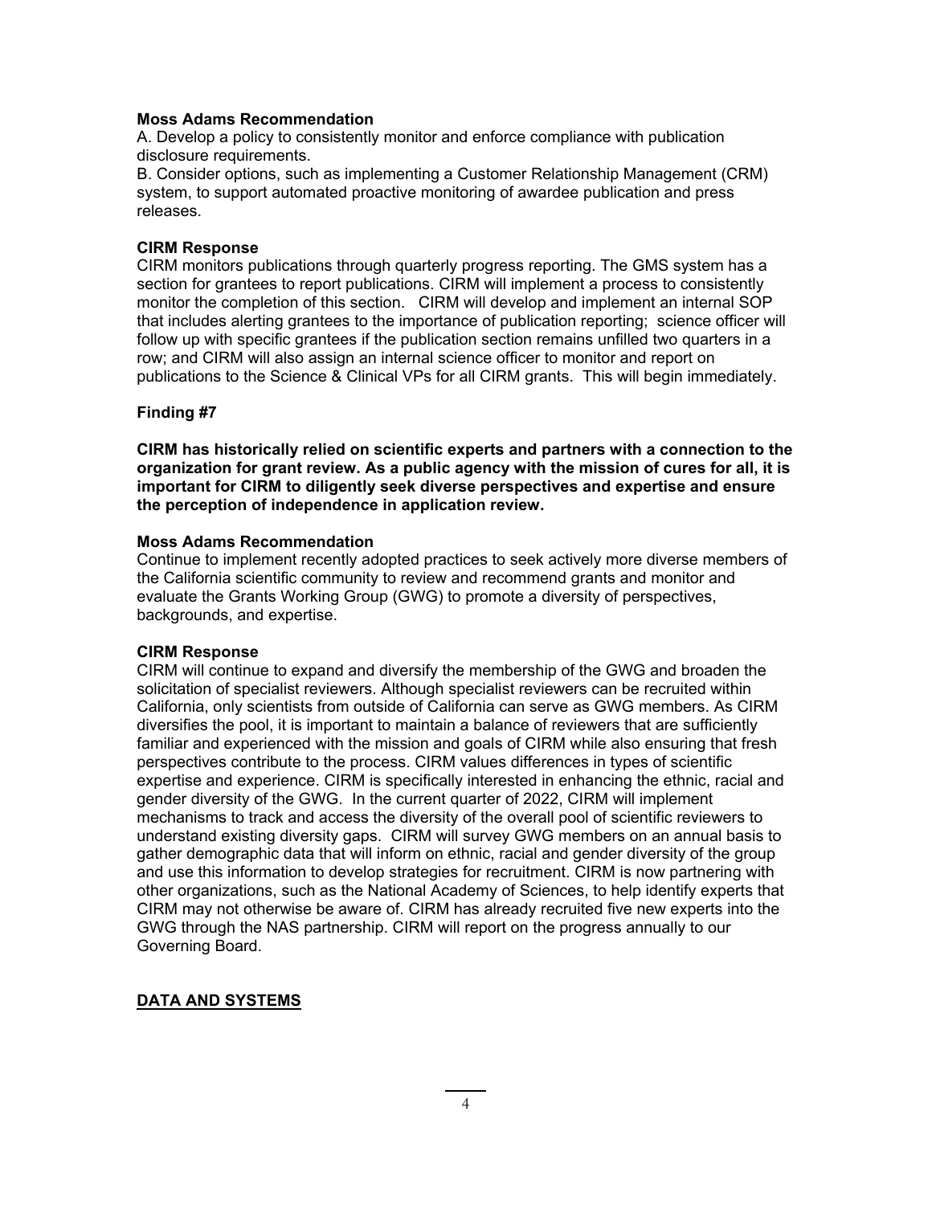**Moss Adams Recommendation**

A. Develop a policy to consistently monitor and enforce compliance with publication disclosure requirements.

B. Consider options, such as implementing a Customer Relationship Management (CRM) system, to support automated proactive monitoring of awardee publication and press releases.

**CIRM Response**

CIRM monitors publications through quarterly progress reporting. The GMS system has a section for grantees to report publications. CIRM will implement a process to consistently monitor the completion of this section. CIRM will develop and implement an internal SOP that includes alerting grantees to the importance of publication reporting; science officer will follow up with specific grantees if the publication section remains unfilled two quarters in a row; and CIRM will also assign an internal science officer to monitor and report on publications to the Science & Clinical VPs for all CIRM grants. This will begin immediately.

**Finding #7**

**CIRM has historically relied on scientific experts and partners with a connection to the organization for grant review. As a public agency with the mission of cures for all, it is important for CIRM to diligently seek diverse perspectives and expertise and ensure the perception of independence in application review.**

**Moss Adams Recommendation**

Continue to implement recently adopted practices to seek actively more diverse members of the California scientific community to review and recommend grants and monitor and evaluate the Grants Working Group (GWG) to promote a diversity of perspectives, backgrounds, and expertise.

**CIRM Response**

CIRM will continue to expand and diversify the membership of the GWG and broaden the solicitation of specialist reviewers. Although specialist reviewers can be recruited within California, only scientists from outside of California can serve as GWG members. As CIRM diversifies the pool, it is important to maintain a balance of reviewers that are sufficiently familiar and experienced with the mission and goals of CIRM while also ensuring that fresh perspectives contribute to the process. CIRM values differences in types of scientific expertise and experience. CIRM is specifically interested in enhancing the ethnic, racial and gender diversity of the GWG. In the current quarter of 2022, CIRM will implement mechanisms to track and access the diversity of the overall pool of scientific reviewers to understand existing diversity gaps. CIRM will survey GWG members on an annual basis to gather demographic data that will inform on ethnic, racial and gender diversity of the group and use this information to develop strategies for recruitment. CIRM is now partnering with other organizations, such as the National Academy of Sciences, to help identify experts that CIRM may not otherwise be aware of. CIRM has already recruited five new experts into the GWG through the NAS partnership. CIRM will report on the progress annually to our Governing Board.

**DATA AND SYSTEMS**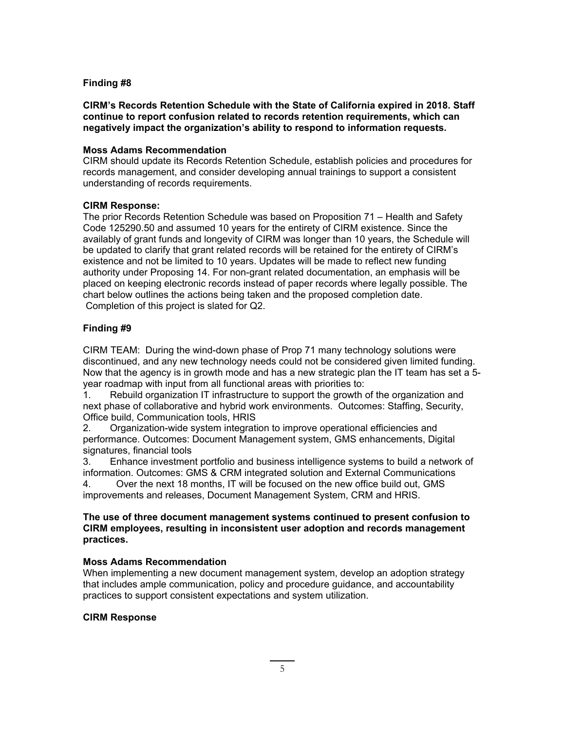**Finding #8**

**CIRM's Records Retention Schedule with the State of California expired in 2018. Staff continue to report confusion related to records retention requirements, which can negatively impact the organization's ability to respond to information requests.**

**Moss Adams Recommendation**

CIRM should update its Records Retention Schedule, establish policies and procedures for records management, and consider developing annual trainings to support a consistent understanding of records requirements.

**CIRM Response:**

The prior Records Retention Schedule was based on Proposition 71 – Health and Safety Code 125290.50 and assumed 10 years for the entirety of CIRM existence. Since the availably of grant funds and longevity of CIRM was longer than 10 years, the Schedule will be updated to clarify that grant related records will be retained for the entirety of CIRM's existence and not be limited to 10 years. Updates will be made to reflect new funding authority under Proposing 14. For non-grant related documentation, an emphasis will be placed on keeping electronic records instead of paper records where legally possible. The chart below outlines the actions being taken and the proposed completion date. Completion of this project is slated for Q2.

**Finding #9**

CIRM TEAM: During the wind-down phase of Prop 71 many technology solutions were discontinued, and any new technology needs could not be considered given limited funding. Now that the agency is in growth mode and has a new strategic plan the IT team has set a 5-year roadmap with input from all functional areas with priorities to:

1. Rebuild organization IT infrastructure to support the growth of the organization and next phase of collaborative and hybrid work environments. Outcomes: Staffing, Security, Office build, Communication tools, HRIS
2. Organization-wide system integration to improve operational efficiencies and performance. Outcomes: Document Management system, GMS enhancements, Digital signatures, financial tools
3. Enhance investment portfolio and business intelligence systems to build a network of information. Outcomes: GMS & CRM integrated solution and External Communications
4. Over the next 18 months, IT will be focused on the new office build out, GMS improvements and releases, Document Management System, CRM and HRIS.

**The use of three document management systems continued to present confusion to CIRM employees, resulting in inconsistent user adoption and records management practices.**

**Moss Adams Recommendation**

When implementing a new document management system, develop an adoption strategy that includes ample communication, policy and procedure guidance, and accountability practices to support consistent expectations and system utilization.

**CIRM Response**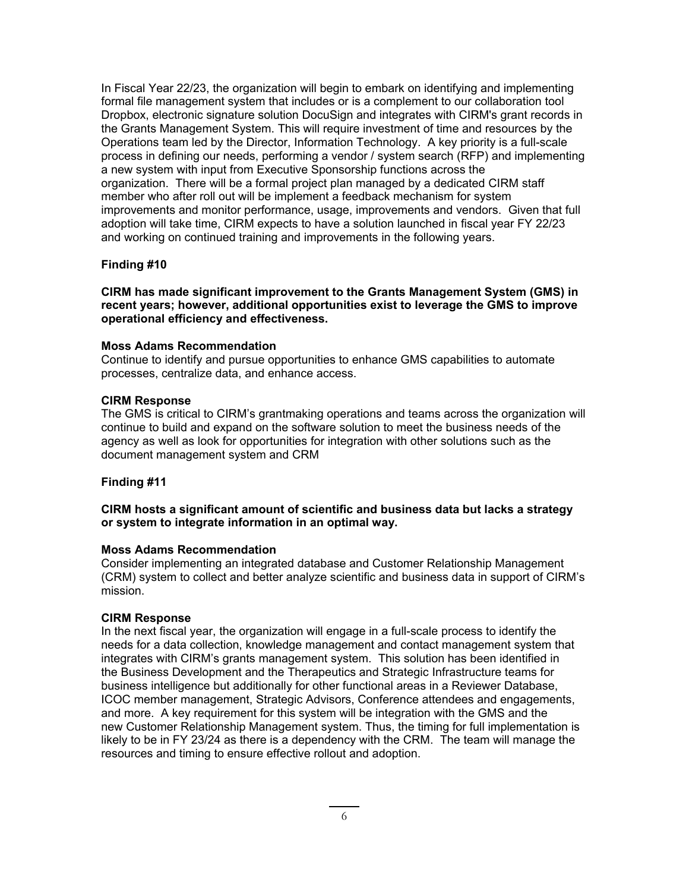In Fiscal Year 22/23, the organization will begin to embark on identifying and implementing formal file management system that includes or is a complement to our collaboration tool Dropbox, electronic signature solution DocuSign and integrates with CIRM's grant records in the Grants Management System. This will require investment of time and resources by the Operations team led by the Director, Information Technology. A key priority is a full-scale process in defining our needs, performing a vendor / system search (RFP) and implementing a new system with input from Executive Sponsorship functions across the organization. There will be a formal project plan managed by a dedicated CIRM staff member who after roll out will be implement a feedback mechanism for system improvements and monitor performance, usage, improvements and vendors. Given that full adoption will take time, CIRM expects to have a solution launched in fiscal year FY 22/23 and working on continued training and improvements in the following years.

**Finding #10**

**CIRM has made significant improvement to the Grants Management System (GMS) in recent years; however, additional opportunities exist to leverage the GMS to improve operational efficiency and effectiveness.**

**Moss Adams Recommendation**

Continue to identify and pursue opportunities to enhance GMS capabilities to automate processes, centralize data, and enhance access.

**CIRM Response**

The GMS is critical to CIRM's grantmaking operations and teams across the organization will continue to build and expand on the software solution to meet the business needs of the agency as well as look for opportunities for integration with other solutions such as the document management system and CRM

**Finding #11**

**CIRM hosts a significant amount of scientific and business data but lacks a strategy or system to integrate information in an optimal way.**

**Moss Adams Recommendation**

Consider implementing an integrated database and Customer Relationship Management (CRM) system to collect and better analyze scientific and business data in support of CIRM's mission.

**CIRM Response**

In the next fiscal year, the organization will engage in a full-scale process to identify the needs for a data collection, knowledge management and contact management system that integrates with CIRM's grants management system. This solution has been identified in the Business Development and the Therapeutics and Strategic Infrastructure teams for business intelligence but additionally for other functional areas in a Reviewer Database, ICOC member management, Strategic Advisors, Conference attendees and engagements, and more. A key requirement for this system will be integration with the GMS and the new Customer Relationship Management system. Thus, the timing for full implementation is likely to be in FY 23/24 as there is a dependency with the CRM. The team will manage the resources and timing to ensure effective rollout and adoption.